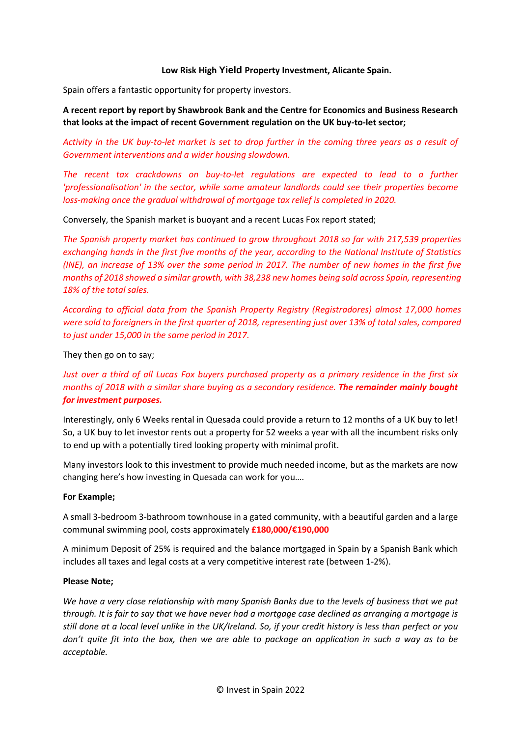**Low Risk High Yield Property Investment, Alicante Spain.**

Spain offers a fantastic opportunity for property investors.

**A recent report by report by Shawbrook Bank and the Centre for Economics and Business Research that looks at the impact of recent Government regulation on the UK buy-to-let sector;**

*Activity in the UK buy-to-let market is set to drop further in the coming three years as a result of Government interventions and a wider housing slowdown.*

*The recent tax crackdowns on buy-to-let regulations are expected to lead to a further 'professionalisation' in the sector, while some amateur landlords could see their properties become loss-making once the gradual withdrawal of mortgage tax relief is completed in 2020.*

Conversely, the Spanish market is buoyant and a recent Lucas Fox report stated;

*The Spanish property market has continued to grow throughout 2018 so far with 217,539 properties exchanging hands in the first five months of the year, according to the National Institute of Statistics (INE), an increase of 13% over the same period in 2017. The number of new homes in the first five months of 2018 showed a similar growth, with 38,238 new homes being sold across Spain, representing 18% of the total sales.*

*According to official data from the Spanish Property Registry (Registradores) almost 17,000 homes were sold to foreigners in the first quarter of 2018, representing just over 13% of total sales, compared to just under 15,000 in the same period in 2017.*

They then go on to say;

*Just over a third of all Lucas Fox buyers purchased property as a primary residence in the first six months of 2018 with a similar share buying as a secondary residence.* ***The remainder mainly bought for investment purposes.***

Interestingly, only 6 Weeks rental in Quesada could provide a return to 12 months of a UK buy to let! So, a UK buy to let investor rents out a property for 52 weeks a year with all the incumbent risks only to end up with a potentially tired looking property with minimal profit.

Many investors look to this investment to provide much needed income, but as the markets are now changing here's how investing in Quesada can work for you….

**For Example;**

A small 3-bedroom 3-bathroom townhouse in a gated community, with a beautiful garden and a large communal swimming pool, costs approximately **£180,000/€190,000**

A minimum Deposit of 25% is required and the balance mortgaged in Spain by a Spanish Bank which includes all taxes and legal costs at a very competitive interest rate (between 1-2%).

**Please Note;**

*We have a very close relationship with many Spanish Banks due to the levels of business that we put through. It is fair to say that we have never had a mortgage case declined as arranging a mortgage is still done at a local level unlike in the UK/Ireland. So, if your credit history is less than perfect or you don't quite fit into the box, then we are able to package an application in such a way as to be acceptable.*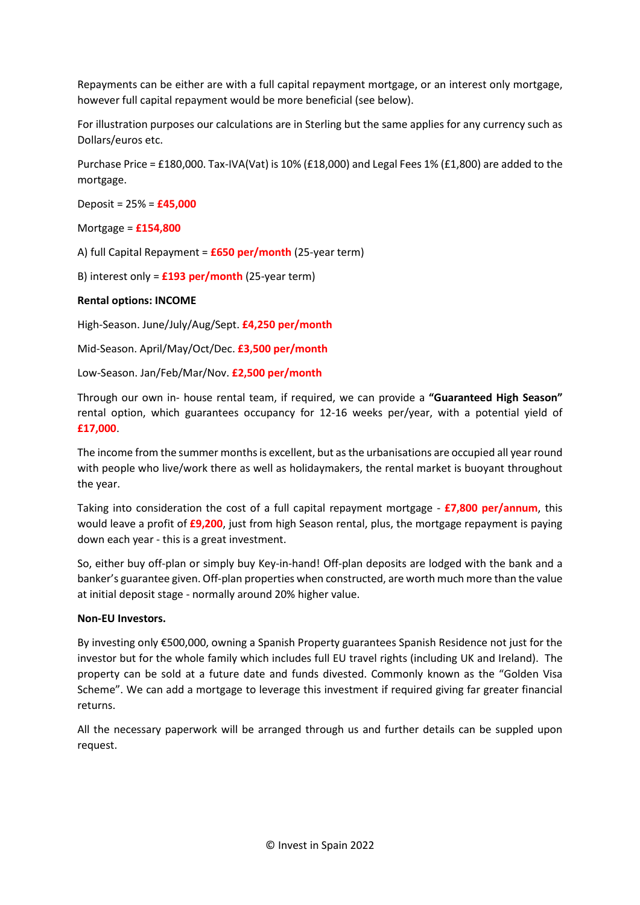Repayments can be either are with a full capital repayment mortgage, or an interest only mortgage, however full capital repayment would be more beneficial (see below).

For illustration purposes our calculations are in Sterling but the same applies for any currency such as Dollars/euros etc.

Purchase Price = £180,000. Tax-IVA(Vat) is 10% (£18,000) and Legal Fees 1% (£1,800) are added to the mortgage.

Deposit = 25% = **£45,000**

Mortgage = **£154,800**

A) full Capital Repayment = **£650 per/month** (25-year term)

B) interest only = **£193 per/month** (25-year term)

**Rental options: INCOME**

High-Season. June/July/Aug/Sept. **£4,250 per/month**

Mid-Season. April/May/Oct/Dec. **£3,500 per/month**

Low-Season. Jan/Feb/Mar/Nov. **£2,500 per/month**

Through our own in- house rental team, if required, we can provide a **"Guaranteed High Season"** rental option, which guarantees occupancy for 12-16 weeks per/year, with a potential yield of **£17,000**.

The income from the summer months is excellent, but as the urbanisations are occupied all year round with people who live/work there as well as holidaymakers, the rental market is buoyant throughout the year.

Taking into consideration the cost of a full capital repayment mortgage - **£7,800 per/annum**, this would leave a profit of **£9,200**, just from high Season rental, plus, the mortgage repayment is paying down each year - this is a great investment.

So, either buy off-plan or simply buy Key-in-hand! Off-plan deposits are lodged with the bank and a banker's guarantee given. Off-plan properties when constructed, are worth much more than the value at initial deposit stage - normally around 20% higher value.

**Non-EU Investors.**

By investing only €500,000, owning a Spanish Property guarantees Spanish Residence not just for the investor but for the whole family which includes full EU travel rights (including UK and Ireland). The property can be sold at a future date and funds divested. Commonly known as the "Golden Visa Scheme". We can add a mortgage to leverage this investment if required giving far greater financial returns.

All the necessary paperwork will be arranged through us and further details can be supplied upon request.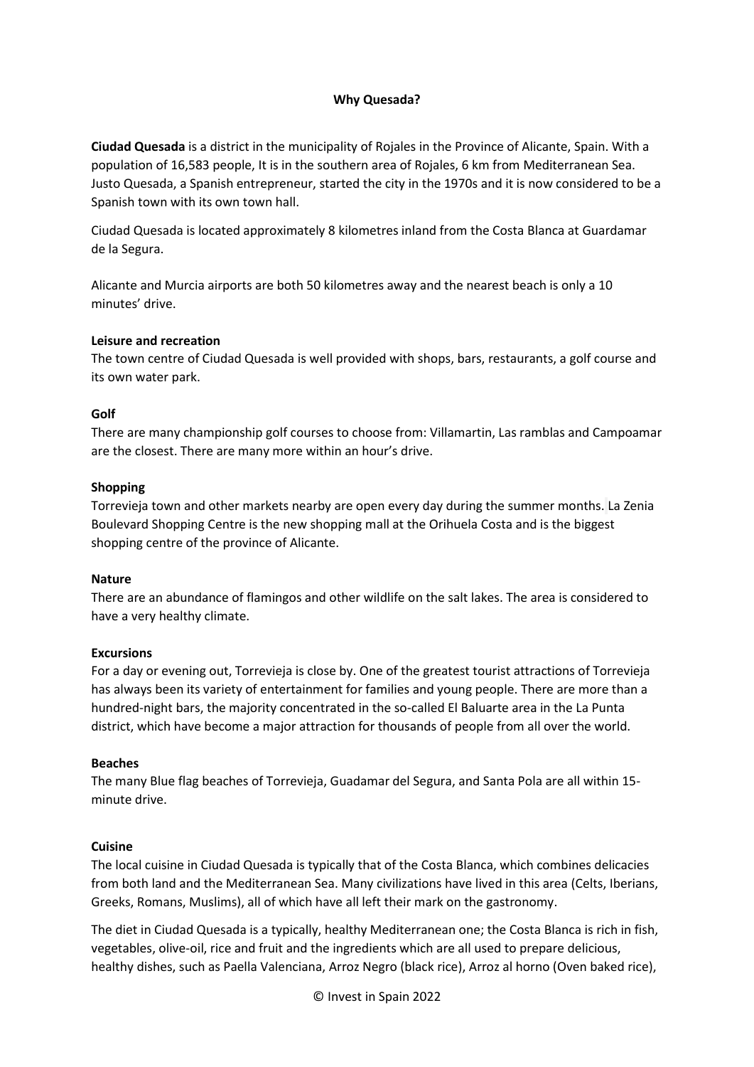## Why Quesada?

**Ciudad Quesada** is a district in the municipality of Rojales in the Province of Alicante, Spain. With a population of 16,583 people, It is in the southern area of Rojales, 6 km from Mediterranean Sea. Justo Quesada, a Spanish entrepreneur, started the city in the 1970s and it is now considered to be a Spanish town with its own town hall.

Ciudad Quesada is located approximately 8 kilometres inland from the Costa Blanca at Guardamar de la Segura.

Alicante and Murcia airports are both 50 kilometres away and the nearest beach is only a 10 minutes' drive.

**Leisure and recreation**
The town centre of Ciudad Quesada is well provided with shops, bars, restaurants, a golf course and its own water park.

**Golf**
There are many championship golf courses to choose from: Villamartin, Las ramblas and Campoamar are the closest. There are many more within an hour's drive.

**Shopping**
Torrevieja town and other markets nearby are open every day during the summer months. La Zenia Boulevard Shopping Centre is the new shopping mall at the Orihuela Costa and is the biggest shopping centre of the province of Alicante.

**Nature**
There are an abundance of flamingos and other wildlife on the salt lakes. The area is considered to have a very healthy climate.

**Excursions**
For a day or evening out, Torrevieja is close by. One of the greatest tourist attractions of Torrevieja has always been its variety of entertainment for families and young people. There are more than a hundred-night bars, the majority concentrated in the so-called El Baluarte area in the La Punta district, which have become a major attraction for thousands of people from all over the world.

**Beaches**
The many Blue flag beaches of Torrevieja, Guadamar del Segura, and Santa Pola are all within 15-minute drive.

**Cuisine**
The local cuisine in Ciudad Quesada is typically that of the Costa Blanca, which combines delicacies from both land and the Mediterranean Sea. Many civilizations have lived in this area (Celts, Iberians, Greeks, Romans, Muslims), all of which have all left their mark on the gastronomy.

The diet in Ciudad Quesada is a typically, healthy Mediterranean one; the Costa Blanca is rich in fish, vegetables, olive-oil, rice and fruit and the ingredients which are all used to prepare delicious, healthy dishes, such as Paella Valenciana, Arroz Negro (black rice), Arroz al horno (Oven baked rice),

© Invest in Spain 2022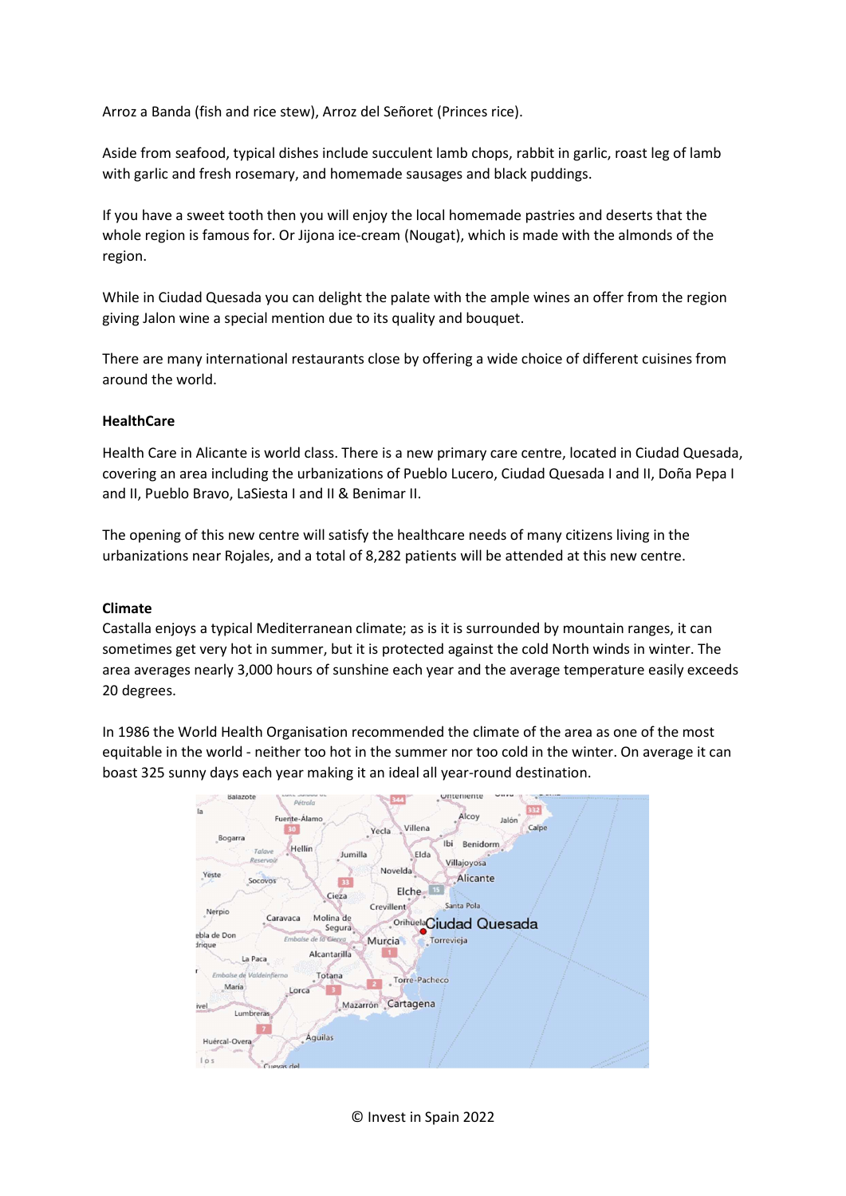Arroz a Banda (fish and rice stew), Arroz del Señoret (Princes rice).

Aside from seafood, typical dishes include succulent lamb chops, rabbit in garlic, roast leg of lamb with garlic and fresh rosemary, and homemade sausages and black puddings.

If you have a sweet tooth then you will enjoy the local homemade pastries and deserts that the whole region is famous for. Or Jijona ice-cream (Nougat), which is made with the almonds of the region.

While in Ciudad Quesada you can delight the palate with the ample wines an offer from the region giving Jalon wine a special mention due to its quality and bouquet.

There are many international restaurants close by offering a wide choice of different cuisines from around the world.

**HealthCare**

Health Care in Alicante is world class. There is a new primary care centre, located in Ciudad Quesada, covering an area including the urbanizations of Pueblo Lucero, Ciudad Quesada I and II, Doña Pepa I and II, Pueblo Bravo, LaSiesta I and II & Benimar II.

The opening of this new centre will satisfy the healthcare needs of many citizens living in the urbanizations near Rojales, and a total of 8,282 patients will be attended at this new centre.

**Climate**

Castalla enjoys a typical Mediterranean climate; as is it is surrounded by mountain ranges, it can sometimes get very hot in summer, but it is protected against the cold North winds in winter. The area averages nearly 3,000 hours of sunshine each year and the average temperature easily exceeds 20 degrees.

In 1986 the World Health Organisation recommended the climate of the area as one of the most equitable in the world - neither too hot in the summer nor too cold in the winter. On average it can boast 325 sunny days each year making it an ideal all year-round destination.